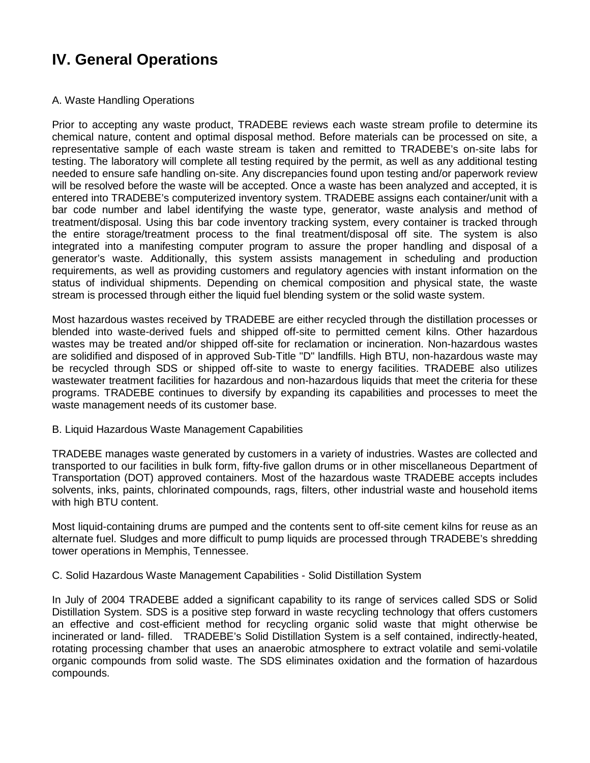# IV. General Operations

A. Waste Handling Operations

Prior to accepting any waste product, TRADEBE reviews each waste stream profile to determine its chemical nature, content and optimal disposal method. Before materials can be processed on site, a representative sample of each waste stream is taken and remitted to TRADEBE's on-site labs for testing. The laboratory will complete all testing required by the permit, as well as any additional testing needed to ensure safe handling on-site. Any discrepancies found upon testing and/or paperwork review will be resolved before the waste will be accepted. Once a waste has been analyzed and accepted, it is entered into TRADEBE's computerized inventory system. TRADEBE assigns each container/unit with a bar code number and label identifying the waste type, generator, waste analysis and method of treatment/disposal. Using this bar code inventory tracking system, every container is tracked through the entire storage/treatment process to the final treatment/disposal off site. The system is also integrated into a manifesting computer program to assure the proper handling and disposal of a generator's waste. Additionally, this system assists management in scheduling and production requirements, as well as providing customers and regulatory agencies with instant information on the status of individual shipments. Depending on chemical composition and physical state, the waste stream is processed through either the liquid fuel blending system or the solid waste system.

Most hazardous wastes received by TRADEBE are either recycled through the distillation processes or blended into waste-derived fuels and shipped off-site to permitted cement kilns. Other hazardous wastes may be treated and/or shipped off-site for reclamation or incineration. Non-hazardous wastes are solidified and disposed of in approved Sub-Title "D" landfills. High BTU, non-hazardous waste may be recycled through SDS or shipped off-site to waste to energy facilities. TRADEBE also utilizes wastewater treatment facilities for hazardous and non-hazardous liquids that meet the criteria for these programs. TRADEBE continues to diversify by expanding its capabilities and processes to meet the waste management needs of its customer base.

B. Liquid Hazardous Waste Management Capabilities

TRADEBE manages waste generated by customers in a variety of industries. Wastes are collected and transported to our facilities in bulk form, fifty-five gallon drums or in other miscellaneous Department of Transportation (DOT) approved containers. Most of the hazardous waste TRADEBE accepts includes solvents, inks, paints, chlorinated compounds, rags, filters, other industrial waste and household items with high BTU content.

Most liquid-containing drums are pumped and the contents sent to off-site cement kilns for reuse as an alternate fuel. Sludges and more difficult to pump liquids are processed through TRADEBE's shredding tower operations in Memphis, Tennessee.

C. Solid Hazardous Waste Management Capabilities - Solid Distillation System

In July of 2004 TRADEBE added a significant capability to its range of services called SDS or Solid Distillation System. SDS is a positive step forward in waste recycling technology that offers customers an effective and cost-efficient method for recycling organic solid waste that might otherwise be incinerated or land- filled. TRADEBE's Solid Distillation System is a self contained, indirectly-heated, rotating processing chamber that uses an anaerobic atmosphere to extract volatile and semi-volatile organic compounds from solid waste. The SDS eliminates oxidation and the formation of hazardous compounds.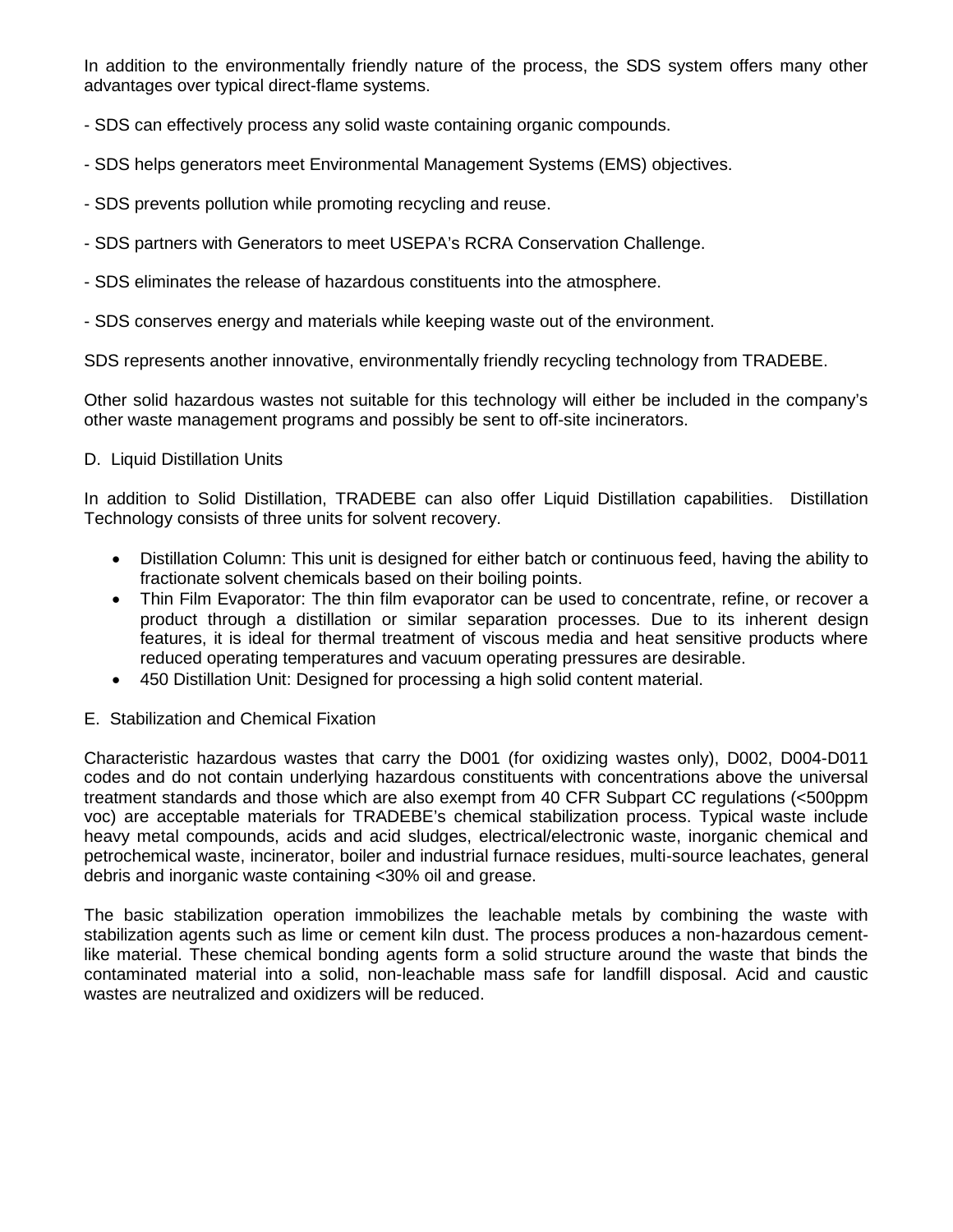In addition to the environmentally friendly nature of the process, the SDS system offers many other advantages over typical direct-flame systems.

- SDS can effectively process any solid waste containing organic compounds.

- SDS helps generators meet Environmental Management Systems (EMS) objectives.

- SDS prevents pollution while promoting recycling and reuse.

- SDS partners with Generators to meet USEPA's RCRA Conservation Challenge.

- SDS eliminates the release of hazardous constituents into the atmosphere.

- SDS conserves energy and materials while keeping waste out of the environment.

SDS represents another innovative, environmentally friendly recycling technology from TRADEBE.

Other solid hazardous wastes not suitable for this technology will either be included in the company's other waste management programs and possibly be sent to off-site incinerators.

D. Liquid Distillation Units

In addition to Solid Distillation, TRADEBE can also offer Liquid Distillation capabilities. Distillation Technology consists of three units for solvent recovery.

- Distillation Column: This unit is designed for either batch or continuous feed, having the ability to fractionate solvent chemicals based on their boiling points.
- Thin Film Evaporator: The thin film evaporator can be used to concentrate, refine, or recover a product through a distillation or similar separation processes. Due to its inherent design features, it is ideal for thermal treatment of viscous media and heat sensitive products where reduced operating temperatures and vacuum operating pressures are desirable.
- 450 Distillation Unit: Designed for processing a high solid content material.

E. Stabilization and Chemical Fixation

Characteristic hazardous wastes that carry the D001 (for oxidizing wastes only), D002, D004-D011 codes and do not contain underlying hazardous constituents with concentrations above the universal treatment standards and those which are also exempt from 40 CFR Subpart CC regulations (<500ppm voc) are acceptable materials for TRADEBE's chemical stabilization process. Typical waste include heavy metal compounds, acids and acid sludges, electrical/electronic waste, inorganic chemical and petrochemical waste, incinerator, boiler and industrial furnace residues, multi-source leachates, general debris and inorganic waste containing <30% oil and grease.

The basic stabilization operation immobilizes the leachable metals by combining the waste with stabilization agents such as lime or cement kiln dust. The process produces a non-hazardous cement-like material. These chemical bonding agents form a solid structure around the waste that binds the contaminated material into a solid, non-leachable mass safe for landfill disposal. Acid and caustic wastes are neutralized and oxidizers will be reduced.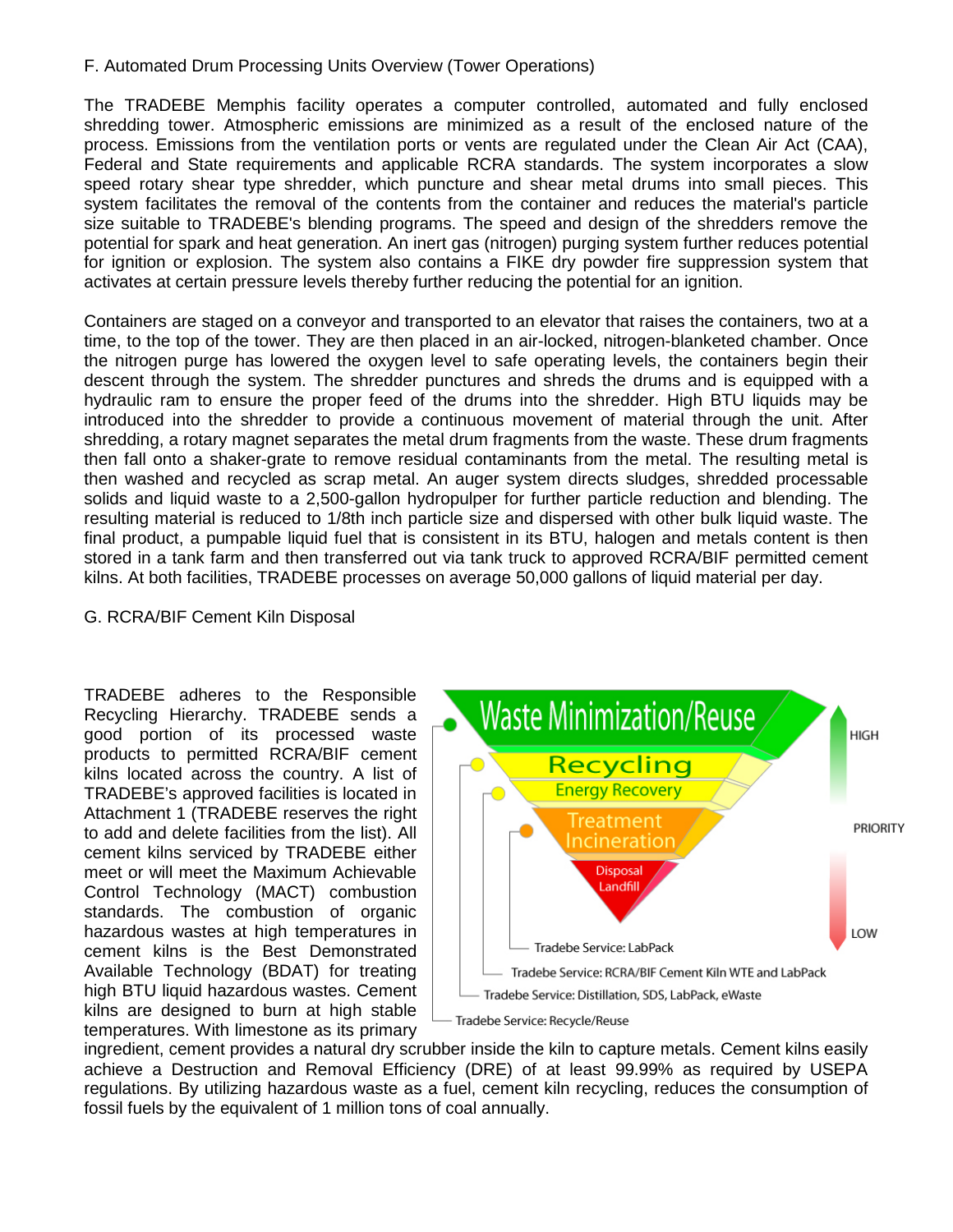F. Automated Drum Processing Units Overview (Tower Operations)

The TRADEBE Memphis facility operates a computer controlled, automated and fully enclosed shredding tower. Atmospheric emissions are minimized as a result of the enclosed nature of the process. Emissions from the ventilation ports or vents are regulated under the Clean Air Act (CAA), Federal and State requirements and applicable RCRA standards. The system incorporates a slow speed rotary shear type shredder, which puncture and shear metal drums into small pieces. This system facilitates the removal of the contents from the container and reduces the material's particle size suitable to TRADEBE's blending programs. The speed and design of the shredders remove the potential for spark and heat generation. An inert gas (nitrogen) purging system further reduces potential for ignition or explosion. The system also contains a FIKE dry powder fire suppression system that activates at certain pressure levels thereby further reducing the potential for an ignition.

Containers are staged on a conveyor and transported to an elevator that raises the containers, two at a time, to the top of the tower. They are then placed in an air-locked, nitrogen-blanketed chamber. Once the nitrogen purge has lowered the oxygen level to safe operating levels, the containers begin their descent through the system. The shredder punctures and shreds the drums and is equipped with a hydraulic ram to ensure the proper feed of the drums into the shredder. High BTU liquids may be introduced into the shredder to provide a continuous movement of material through the unit. After shredding, a rotary magnet separates the metal drum fragments from the waste. These drum fragments then fall onto a shaker-grate to remove residual contaminants from the metal. The resulting metal is then washed and recycled as scrap metal. An auger system directs sludges, shredded processable solids and liquid waste to a 2,500-gallon hydropulper for further particle reduction and blending. The resulting material is reduced to 1/8th inch particle size and dispersed with other bulk liquid waste. The final product, a pumpable liquid fuel that is consistent in its BTU, halogen and metals content is then stored in a tank farm and then transferred out via tank truck to approved RCRA/BIF permitted cement kilns. At both facilities, TRADEBE processes on average 50,000 gallons of liquid material per day.

G. RCRA/BIF Cement Kiln Disposal

TRADEBE adheres to the Responsible Recycling Hierarchy. TRADEBE sends a good portion of its processed waste products to permitted RCRA/BIF cement kilns located across the country. A list of TRADEBE's approved facilities is located in Attachment 1 (TRADEBE reserves the right to add and delete facilities from the list). All cement kilns serviced by TRADEBE either meet or will meet the Maximum Achievable Control Technology (MACT) combustion standards. The combustion of organic hazardous wastes at high temperatures in cement kilns is the Best Demonstrated Available Technology (BDAT) for treating high BTU liquid hazardous wastes. Cement kilns are designed to burn at high stable temperatures. With limestone as its primary ingredient, cement provides a natural dry scrubber inside the kiln to capture metals. Cement kilns easily achieve a Destruction and Removal Efficiency (DRE) of at least 99.99% as required by USEPA regulations. By utilizing hazardous waste as a fuel, cement kiln recycling, reduces the consumption of fossil fuels by the equivalent of 1 million tons of coal annually.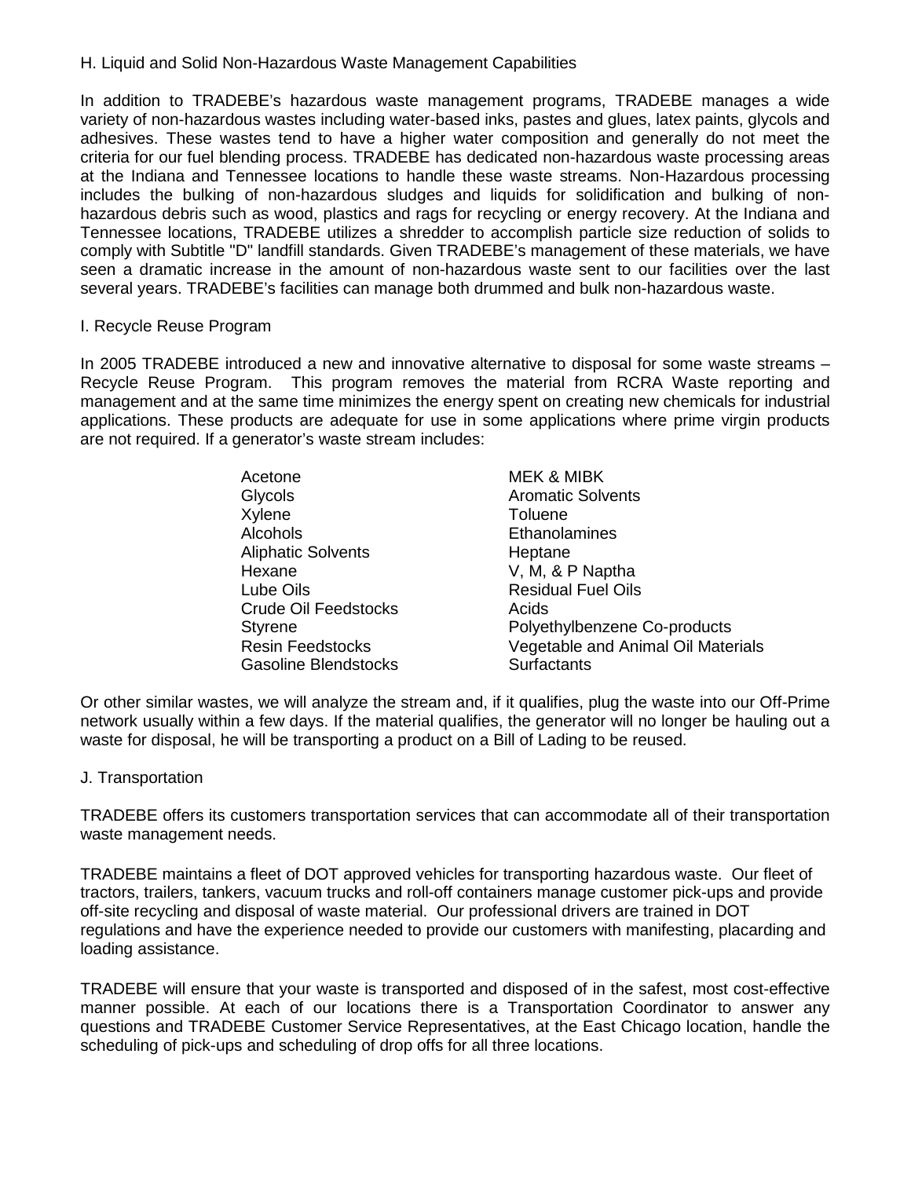## H. Liquid and Solid Non-Hazardous Waste Management Capabilities

In addition to TRADEBE's hazardous waste management programs, TRADEBE manages a wide variety of non-hazardous wastes including water-based inks, pastes and glues, latex paints, glycols and adhesives. These wastes tend to have a higher water composition and generally do not meet the criteria for our fuel blending process. TRADEBE has dedicated non-hazardous waste processing areas at the Indiana and Tennessee locations to handle these waste streams. Non-Hazardous processing includes the bulking of non-hazardous sludges and liquids for solidification and bulking of non-hazardous debris such as wood, plastics and rags for recycling or energy recovery. At the Indiana and Tennessee locations, TRADEBE utilizes a shredder to accomplish particle size reduction of solids to comply with Subtitle "D" landfill standards. Given TRADEBE's management of these materials, we have seen a dramatic increase in the amount of non-hazardous waste sent to our facilities over the last several years. TRADEBE's facilities can manage both drummed and bulk non-hazardous waste.

## I. Recycle Reuse Program

In 2005 TRADEBE introduced a new and innovative alternative to disposal for some waste streams – Recycle Reuse Program. This program removes the material from RCRA Waste reporting and management and at the same time minimizes the energy spent on creating new chemicals for industrial applications. These products are adequate for use in some applications where prime virgin products are not required. If a generator's waste stream includes:

- Acetone
- Glycols
- Xylene
- Alcohols
- Aliphatic Solvents
- Hexane
- Lube Oils
- Crude Oil Feedstocks
- Styrene
- Resin Feedstocks
- Gasoline Blendstocks
- MEK & MIBK
- Aromatic Solvents
- Toluene
- Ethanolamines
- Heptane
- V, M, & P Naptha
- Residual Fuel Oils
- Acids
- Polyethylbenzene Co-products
- Vegetable and Animal Oil Materials
- Surfactants

Or other similar wastes, we will analyze the stream and, if it qualifies, plug the waste into our Off-Prime network usually within a few days. If the material qualifies, the generator will no longer be hauling out a waste for disposal, he will be transporting a product on a Bill of Lading to be reused.

## J. Transportation

TRADEBE offers its customers transportation services that can accommodate all of their transportation waste management needs.

TRADEBE maintains a fleet of DOT approved vehicles for transporting hazardous waste. Our fleet of tractors, trailers, tankers, vacuum trucks and roll-off containers manage customer pick-ups and provide off-site recycling and disposal of waste material. Our professional drivers are trained in DOT regulations and have the experience needed to provide our customers with manifesting, placarding and loading assistance.

TRADEBE will ensure that your waste is transported and disposed of in the safest, most cost-effective manner possible. At each of our locations there is a Transportation Coordinator to answer any questions and TRADEBE Customer Service Representatives, at the East Chicago location, handle the scheduling of pick-ups and scheduling of drop offs for all three locations.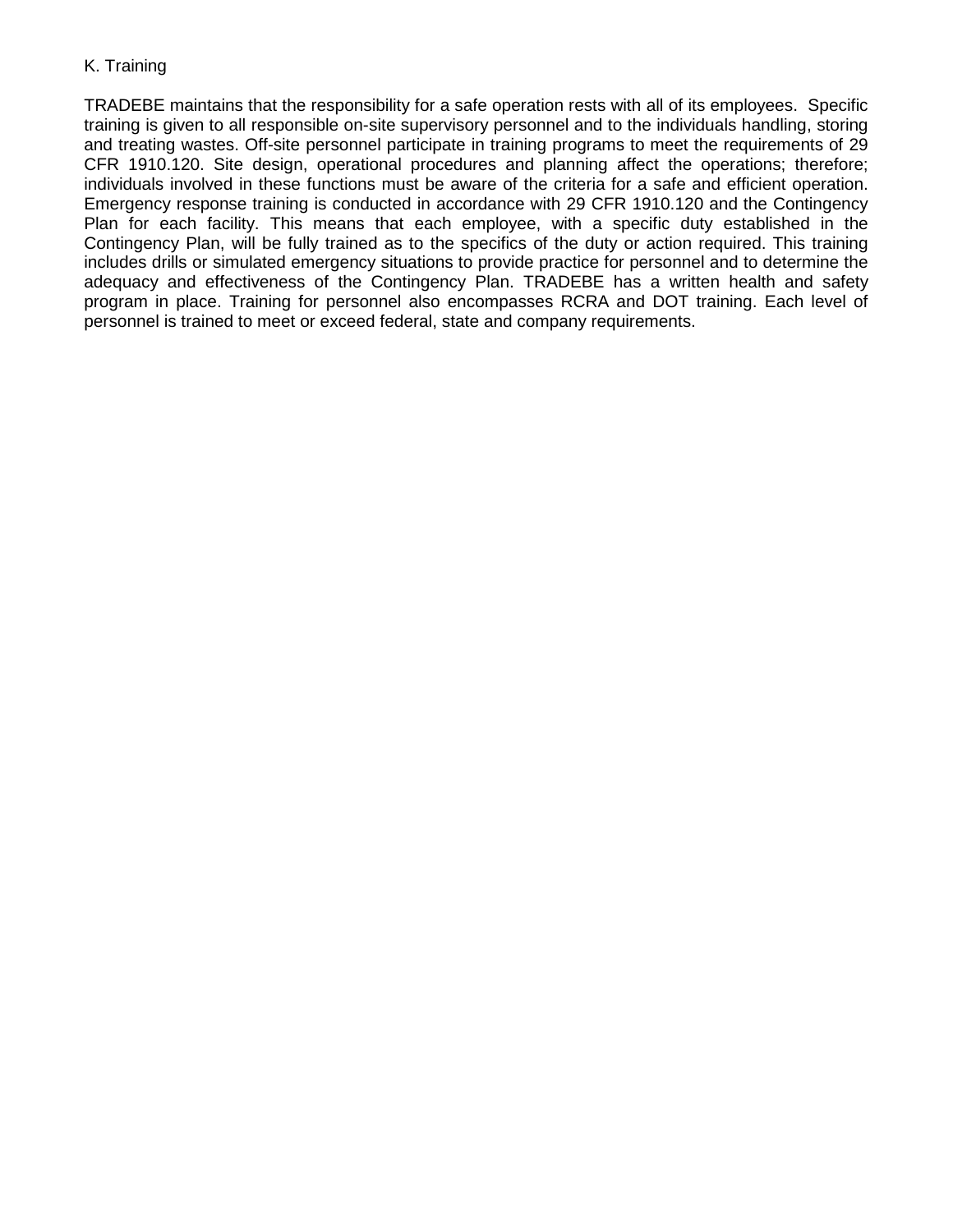## K. Training

TRADEBE maintains that the responsibility for a safe operation rests with all of its employees. Specific training is given to all responsible on-site supervisory personnel and to the individuals handling, storing and treating wastes. Off-site personnel participate in training programs to meet the requirements of 29 CFR 1910.120. Site design, operational procedures and planning affect the operations; therefore; individuals involved in these functions must be aware of the criteria for a safe and efficient operation. Emergency response training is conducted in accordance with 29 CFR 1910.120 and the Contingency Plan for each facility. This means that each employee, with a specific duty established in the Contingency Plan, will be fully trained as to the specifics of the duty or action required. This training includes drills or simulated emergency situations to provide practice for personnel and to determine the adequacy and effectiveness of the Contingency Plan. TRADEBE has a written health and safety program in place. Training for personnel also encompasses RCRA and DOT training. Each level of personnel is trained to meet or exceed federal, state and company requirements.